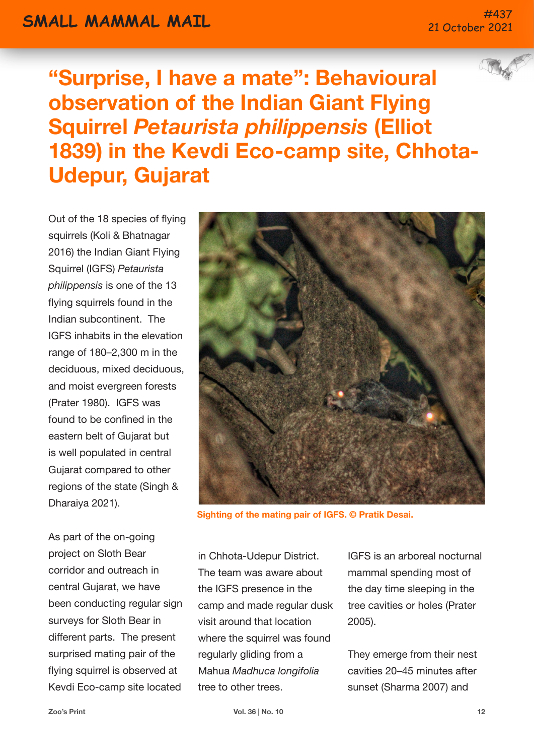# "Surprise, I have a mate": Behavioural observation of the Indian Giant Flying Squirrel *Petaurista philippensis* (Elliot 1839) in the Kevdi Eco-camp site, Chhota-Udepur, Gujarat

Out of the 18 species of flying squirrels (Koli & Bhatnagar 2016) the Indian Giant Flying Squirrel (IGFS) *Petaurista philippensis* is one of the 13 flying squirrels found in the Indian subcontinent. The IGFS inhabits in the elevation range of 180–2,300 m in the deciduous, mixed deciduous, and moist evergreen forests (Prater 1980). IGFS was found to be confined in the eastern belt of Gujarat but is well populated in central Gujarat compared to other regions of the state (Singh & Dharaiya 2021).

Sighting of the mating pair of IGFS. © Pratik Desai.

As part of the on-going project on Sloth Bear corridor and outreach in central Gujarat, we have been conducting regular sign surveys for Sloth Bear in different parts. The present surprised mating pair of the flying squirrel is observed at Kevdi Eco-camp site located in Chhota-Udepur District. The team was aware about the IGFS presence in the camp and made regular dusk visit around that location where the squirrel was found regularly gliding from a Mahua *Madhuca longifolia* tree to other trees.

IGFS is an arboreal nocturnal mammal spending most of the day time sleeping in the tree cavities or holes (Prater 2005).

They emerge from their nest cavities 20–45 minutes after sunset (Sharma 2007) and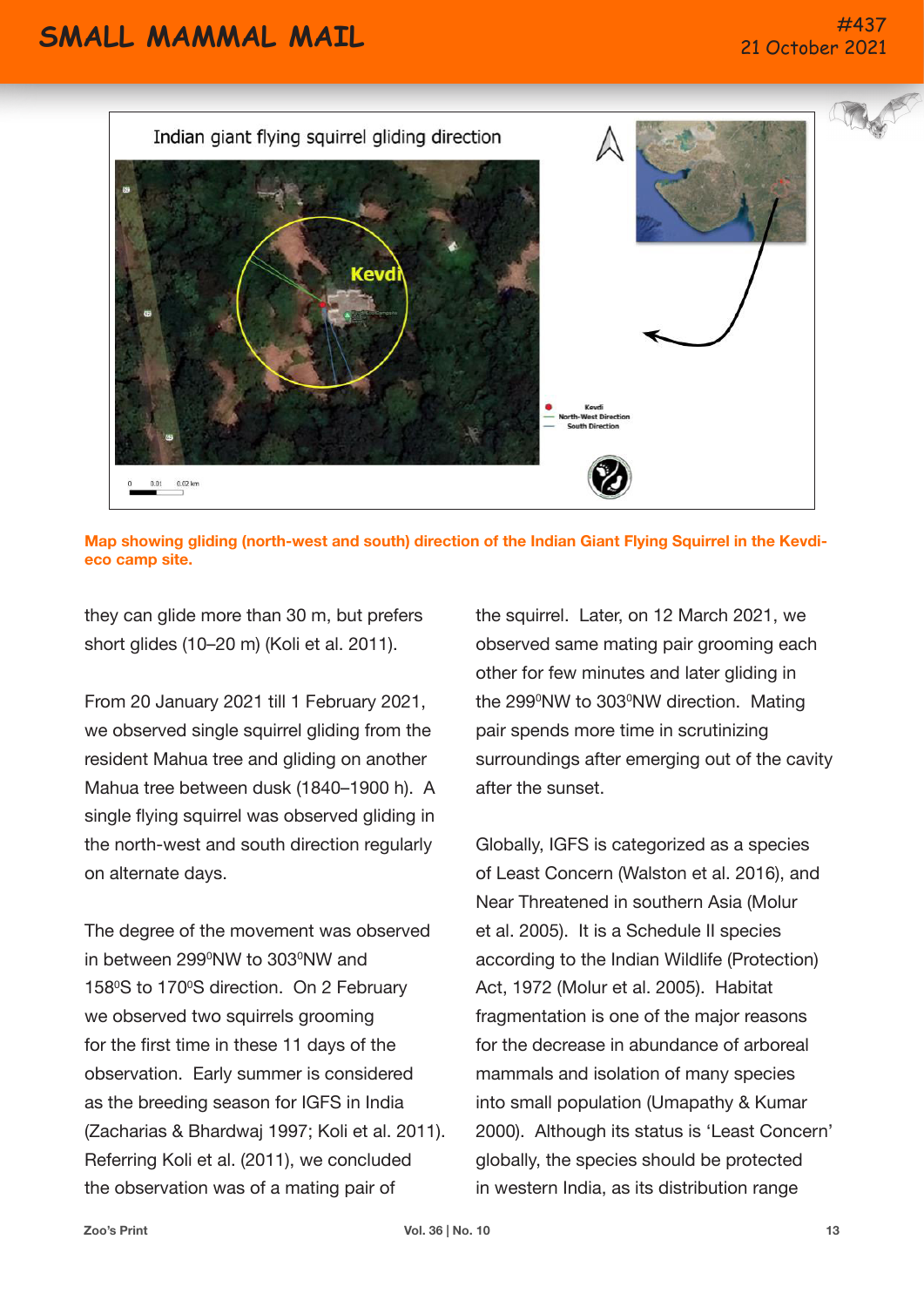Map showing gliding (north-west and south) direction of the Indian Giant Flying Squirrel in the Kevdi-eco camp site.

they can glide more than 30 m, but prefers short glides (10–20 m) (Koli et al. 2011).

From 20 January 2021 till 1 February 2021, we observed single squirrel gliding from the resident Mahua tree and gliding on another Mahua tree between dusk (1840–1900 h). A single flying squirrel was observed gliding in the north-west and south direction regularly on alternate days.

The degree of the movement was observed in between 299⁰NW to 303⁰NW and 158⁰S to 170⁰S direction. On 2 February we observed two squirrels grooming for the first time in these 11 days of the observation. Early summer is considered as the breeding season for IGFS in India (Zacharias & Bhardwaj 1997; Koli et al. 2011). Referring Koli et al. (2011), we concluded the observation was of a mating pair of the squirrel. Later, on 12 March 2021, we observed same mating pair grooming each other for few minutes and later gliding in the 299⁰NW to 303⁰NW direction. Mating pair spends more time in scrutinizing surroundings after emerging out of the cavity after the sunset.

Globally, IGFS is categorized as a species of Least Concern (Walston et al. 2016), and Near Threatened in southern Asia (Molur et al. 2005). It is a Schedule II species according to the Indian Wildlife (Protection) Act, 1972 (Molur et al. 2005). Habitat fragmentation is one of the major reasons for the decrease in abundance of arboreal mammals and isolation of many species into small population (Umapathy & Kumar 2000). Although its status is 'Least Concern' globally, the species should be protected in western India, as its distribution range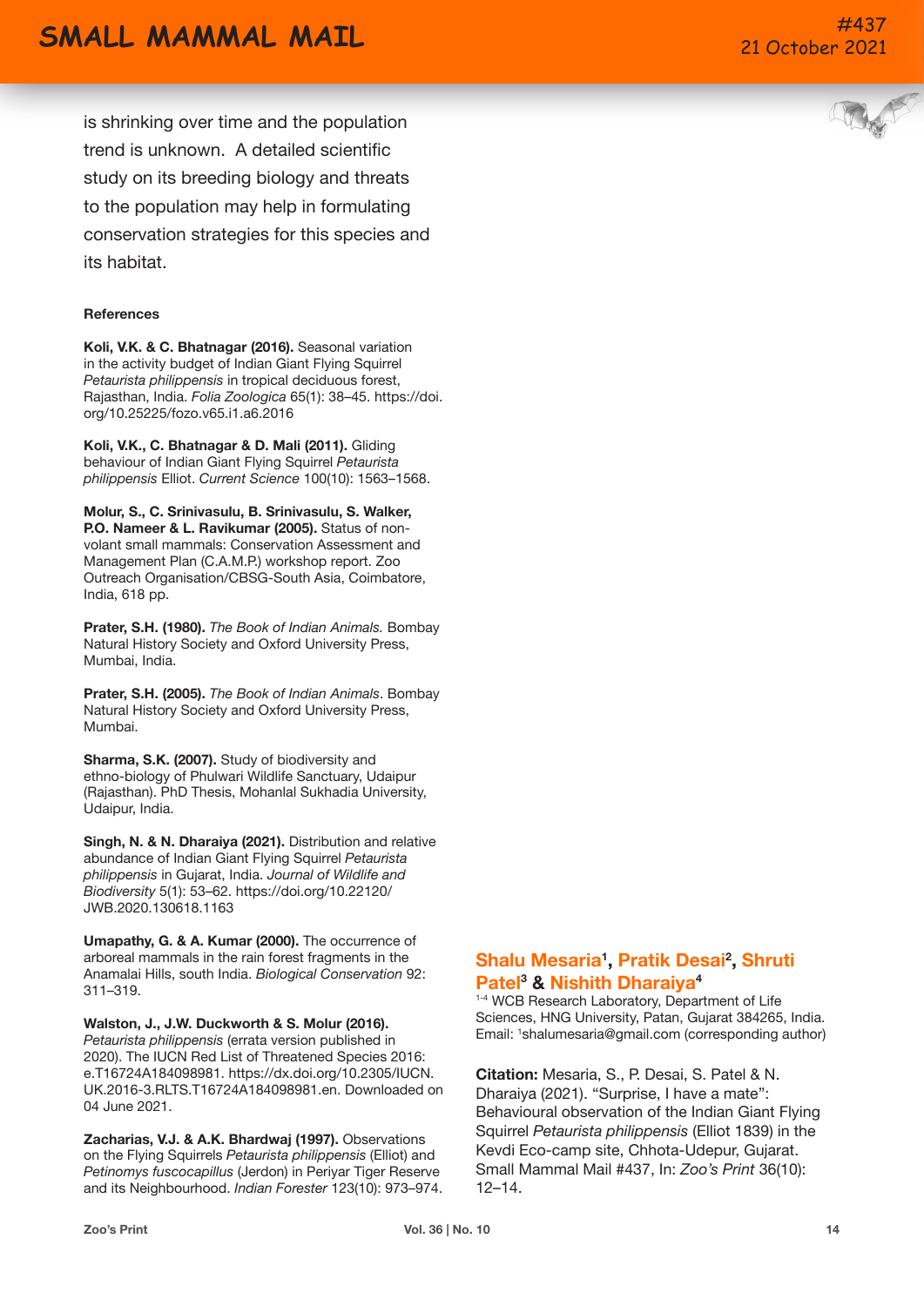is shrinking over time and the population trend is unknown. A detailed scientific study on its breeding biology and threats to the population may help in formulating conservation strategies for this species and its habitat.

#### References

**Koli, V.K. & C. Bhatnagar (2016).** Seasonal variation in the activity budget of Indian Giant Flying Squirrel *Petaurista philippensis* in tropical deciduous forest, Rajasthan, India. *Folia Zoologica* 65(1): 38–45. https://doi.org/10.25225/fozo.v65.i1.a6.2016

**Koli, V.K., C. Bhatnagar & D. Mali (2011).** Gliding behaviour of Indian Giant Flying Squirrel *Petaurista philippensis* Elliot. *Current Science* 100(10): 1563–1568.

**Molur, S., C. Srinivasulu, B. Srinivasulu, S. Walker, P.O. Nameer & L. Ravikumar (2005).** Status of non-volant small mammals: Conservation Assessment and Management Plan (C.A.M.P.) workshop report. Zoo Outreach Organisation/CBSG-South Asia, Coimbatore, India, 618 pp.

**Prater, S.H. (1980).** *The Book of Indian Animals.* Bombay Natural History Society and Oxford University Press, Mumbai, India.

**Prater, S.H. (2005).** *The Book of Indian Animals*. Bombay Natural History Society and Oxford University Press, Mumbai.

**Sharma, S.K. (2007).** Study of biodiversity and ethno-biology of Phulwari Wildlife Sanctuary, Udaipur (Rajasthan). PhD Thesis, Mohanlal Sukhadia University, Udaipur, India.

**Singh, N. & N. Dharaiya (2021).** Distribution and relative abundance of Indian Giant Flying Squirrel *Petaurista philippensis* in Gujarat, India. *Journal of Wildlife and Biodiversity* 5(1): 53–62. https://doi.org/10.22120/JWB.2020.130618.1163

**Umapathy, G. & A. Kumar (2000).** The occurrence of arboreal mammals in the rain forest fragments in the Anamalai Hills, south India. *Biological Conservation* 92: 311–319.

**Walston, J., J.W. Duckworth & S. Molur (2016).** *Petaurista philippensis* (errata version published in 2020). The IUCN Red List of Threatened Species 2016: e.T16724A184098981. https://dx.doi.org/10.2305/IUCN.UK.2016-3.RLTS.T16724A184098981.en. Downloaded on 04 June 2021.

**Zacharias, V.J. & A.K. Bhardwaj (1997).** Observations on the Flying Squirrels *Petaurista philippensis* (Elliot) and *Petinomys fuscocapillus* (Jerdon) in Periyar Tiger Reserve and its Neighbourhood. *Indian Forester* 123(10): 973–974.

**Shalu Mesaria[1], Pratik Desai[2], Shruti Patel[3] & Nishith Dharaiya[4]**

[1-4] WCB Research Laboratory, Department of Life Sciences, HNG University, Patan, Gujarat 384265, India. Email: [1]shalumesaria@gmail.com (corresponding author)

**Citation:** Mesaria, S., P. Desai, S. Patel & N. Dharaiya (2021). "Surprise, I have a mate": Behavioural observation of the Indian Giant Flying Squirrel *Petaurista philippensis* (Elliot 1839) in the Kevdi Eco-camp site, Chhota-Udepur, Gujarat. Small Mammal Mail #437, In: *Zoo's Print* 36(10): 12–14.